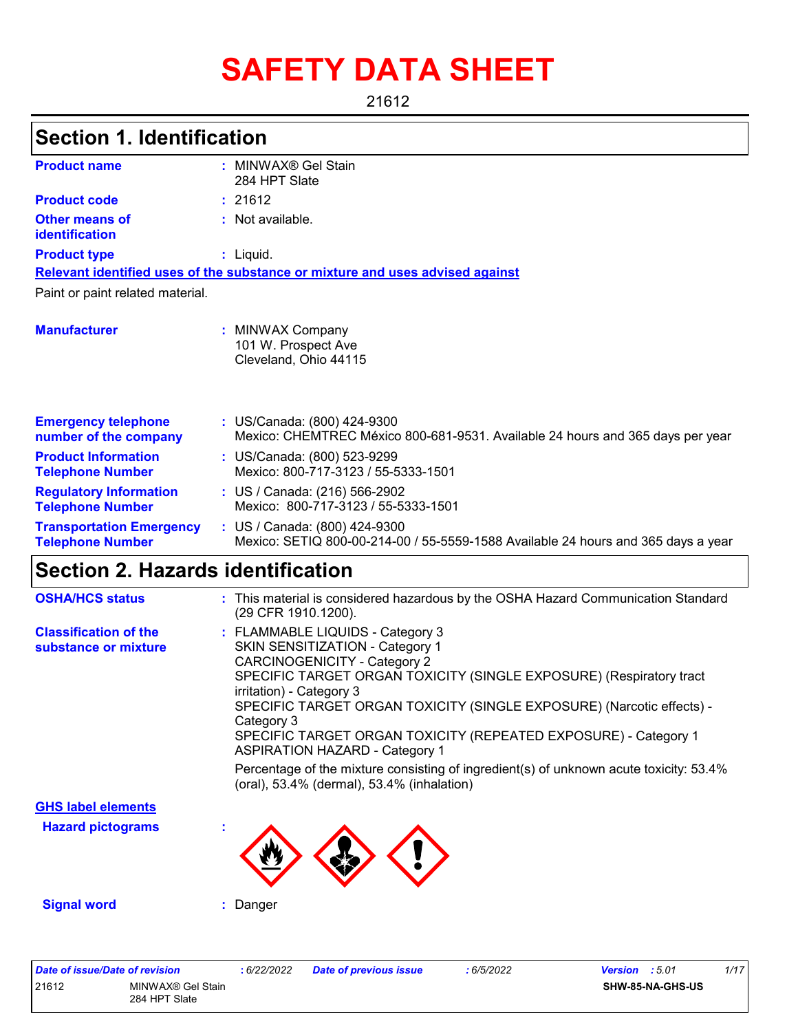# SAFETY DATA SHEET

21612

## Section 1. Identification

| | | |
|---|---|---|
| **Product name** | : | MINWAX® Gel Stain<br>284 HPT Slate |
| **Product code** | : | 21612 |
| **Other means of identification** | : | Not available. |
| **Product type** | : | Liquid. |

**Relevant identified uses of the substance or mixture and uses advised against**

Paint or paint related material.

| | | |
|---|---|---|
| **Manufacturer** | : | MINWAX Company<br>101 W. Prospect Ave<br>Cleveland, Ohio 44115 |
| **Emergency telephone number of the company** | : | US/Canada: (800) 424-9300<br>Mexico: CHEMTREC México 800-681-9531. Available 24 hours and 365 days per year |
| **Product Information Telephone Number** | : | US/Canada: (800) 523-9299<br>Mexico: 800-717-3123 / 55-5333-1501 |
| **Regulatory Information Telephone Number** | : | US / Canada: (216) 566-2902<br>Mexico: 800-717-3123 / 55-5333-1501 |
| **Transportation Emergency Telephone Number** | : | US / Canada: (800) 424-9300<br>Mexico: SETIQ 800-00-214-00 / 55-5559-1588 Available 24 hours and 365 days a year |

## Section 2. Hazards identification

| | | |
|---|---|---|
| **OSHA/HCS status** | : | This material is considered hazardous by the OSHA Hazard Communication Standard (29 CFR 1910.1200). |
| **Classification of the substance or mixture** | : | FLAMMABLE LIQUIDS - Category 3<br>SKIN SENSITIZATION - Category 1<br>CARCINOGENICITY - Category 2<br>SPECIFIC TARGET ORGAN TOXICITY (SINGLE EXPOSURE) (Respiratory tract irritation) - Category 3<br>SPECIFIC TARGET ORGAN TOXICITY (SINGLE EXPOSURE) (Narcotic effects) - Category 3<br>SPECIFIC TARGET ORGAN TOXICITY (REPEATED EXPOSURE) - Category 1<br>ASPIRATION HAZARD - Category 1<br><br>Percentage of the mixture consisting of ingredient(s) of unknown acute toxicity: 53.4% (oral), 53.4% (dermal), 53.4% (inhalation) |

**GHS label elements**

**Hazard pictograms** :

**Signal word** : Danger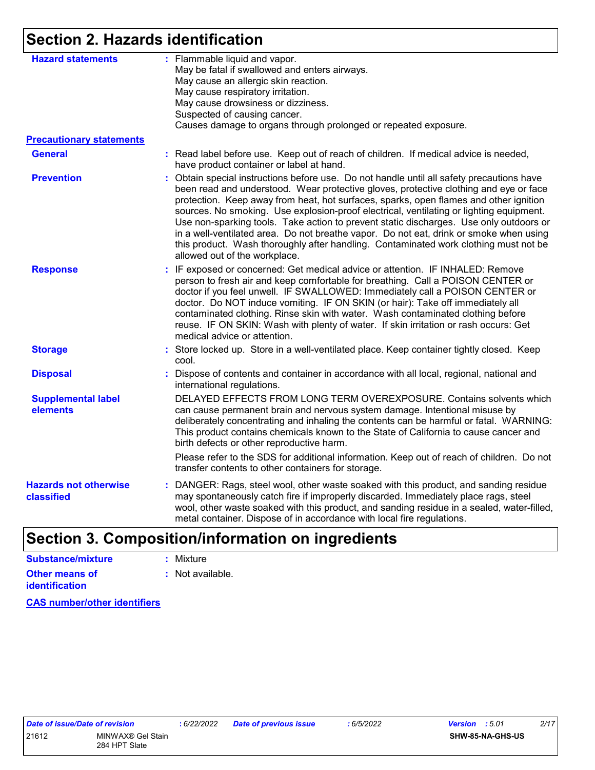## Section 2. Hazards identification

**Hazard statements** : Flammable liquid and vapor.
May be fatal if swallowed and enters airways.
May cause an allergic skin reaction.
May cause respiratory irritation.
May cause drowsiness or dizziness.
Suspected of causing cancer.
Causes damage to organs through prolonged or repeated exposure.

**Precautionary statements**

**General** : Read label before use. Keep out of reach of children. If medical advice is needed, have product container or label at hand.

**Prevention** : Obtain special instructions before use. Do not handle until all safety precautions have been read and understood. Wear protective gloves, protective clothing and eye or face protection. Keep away from heat, hot surfaces, sparks, open flames and other ignition sources. No smoking. Use explosion-proof electrical, ventilating or lighting equipment. Use non-sparking tools. Take action to prevent static discharges. Use only outdoors or in a well-ventilated area. Do not breathe vapor. Do not eat, drink or smoke when using this product. Wash thoroughly after handling. Contaminated work clothing must not be allowed out of the workplace.

**Response** : IF exposed or concerned: Get medical advice or attention. IF INHALED: Remove person to fresh air and keep comfortable for breathing. Call a POISON CENTER or doctor if you feel unwell. IF SWALLOWED: Immediately call a POISON CENTER or doctor. Do NOT induce vomiting. IF ON SKIN (or hair): Take off immediately all contaminated clothing. Rinse skin with water. Wash contaminated clothing before reuse. IF ON SKIN: Wash with plenty of water. If skin irritation or rash occurs: Get medical advice or attention.

**Storage** : Store locked up. Store in a well-ventilated place. Keep container tightly closed. Keep cool.

**Disposal** : Dispose of contents and container in accordance with all local, regional, national and international regulations.

**Supplemental label elements** DELAYED EFFECTS FROM LONG TERM OVEREXPOSURE. Contains solvents which can cause permanent brain and nervous system damage. Intentional misuse by deliberately concentrating and inhaling the contents can be harmful or fatal. WARNING: This product contains chemicals known to the State of California to cause cancer and birth defects or other reproductive harm.

Please refer to the SDS for additional information. Keep out of reach of children. Do not transfer contents to other containers for storage.

**Hazards not otherwise classified** : DANGER: Rags, steel wool, other waste soaked with this product, and sanding residue may spontaneously catch fire if improperly discarded. Immediately place rags, steel wool, other waste soaked with this product, and sanding residue in a sealed, water-filled, metal container. Dispose of in accordance with local fire regulations.

## Section 3. Composition/information on ingredients

**Substance/mixture** : Mixture

**Other means of identification** : Not available.

**CAS number/other identifiers**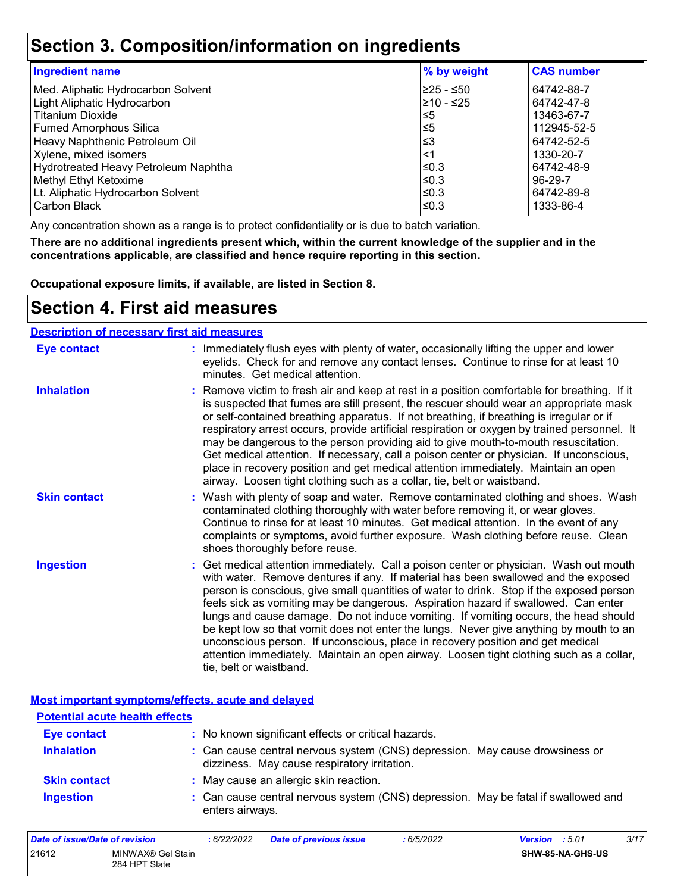# Section 3. Composition/information on ingredients

| Ingredient name | % by weight | CAS number |
| --- | --- | --- |
| Med. Aliphatic Hydrocarbon Solvent | ≥25 - ≤50 | 64742-88-7 |
| Light Aliphatic Hydrocarbon | ≥10 - ≤25 | 64742-47-8 |
| Titanium Dioxide | ≤5 | 13463-67-7 |
| Fumed Amorphous Silica | ≤5 | 112945-52-5 |
| Heavy Naphthenic Petroleum Oil | ≤3 | 64742-52-5 |
| Xylene, mixed isomers | <1 | 1330-20-7 |
| Hydrotreated Heavy Petroleum Naphtha | ≤0.3 | 64742-48-9 |
| Methyl Ethyl Ketoxime | ≤0.3 | 96-29-7 |
| Lt. Aliphatic Hydrocarbon Solvent | ≤0.3 | 64742-89-8 |
| Carbon Black | ≤0.3 | 1333-86-4 |

Any concentration shown as a range is to protect confidentiality or is due to batch variation.

**There are no additional ingredients present which, within the current knowledge of the supplier and in the concentrations applicable, are classified and hence require reporting in this section.**

**Occupational exposure limits, if available, are listed in Section 8.**

# Section 4. First aid measures

## Description of necessary first aid measures

**Eye contact** : Immediately flush eyes with plenty of water, occasionally lifting the upper and lower eyelids. Check for and remove any contact lenses. Continue to rinse for at least 10 minutes. Get medical attention.

**Inhalation** : Remove victim to fresh air and keep at rest in a position comfortable for breathing. If it is suspected that fumes are still present, the rescuer should wear an appropriate mask or self-contained breathing apparatus. If not breathing, if breathing is irregular or if respiratory arrest occurs, provide artificial respiration or oxygen by trained personnel. It may be dangerous to the person providing aid to give mouth-to-mouth resuscitation. Get medical attention. If necessary, call a poison center or physician. If unconscious, place in recovery position and get medical attention immediately. Maintain an open airway. Loosen tight clothing such as a collar, tie, belt or waistband.

**Skin contact** : Wash with plenty of soap and water. Remove contaminated clothing and shoes. Wash contaminated clothing thoroughly with water before removing it, or wear gloves. Continue to rinse for at least 10 minutes. Get medical attention. In the event of any complaints or symptoms, avoid further exposure. Wash clothing before reuse. Clean shoes thoroughly before reuse.

**Ingestion** : Get medical attention immediately. Call a poison center or physician. Wash out mouth with water. Remove dentures if any. If material has been swallowed and the exposed person is conscious, give small quantities of water to drink. Stop if the exposed person feels sick as vomiting may be dangerous. Aspiration hazard if swallowed. Can enter lungs and cause damage. Do not induce vomiting. If vomiting occurs, the head should be kept low so that vomit does not enter the lungs. Never give anything by mouth to an unconscious person. If unconscious, place in recovery position and get medical attention immediately. Maintain an open airway. Loosen tight clothing such as a collar, tie, belt or waistband.

## Most important symptoms/effects, acute and delayed

### Potential acute health effects

**Eye contact** : No known significant effects or critical hazards.

**Inhalation** : Can cause central nervous system (CNS) depression. May cause drowsiness or dizziness. May cause respiratory irritation.

**Skin contact** : May cause an allergic skin reaction.

**Ingestion** : Can cause central nervous system (CNS) depression. May be fatal if swallowed and enters airways.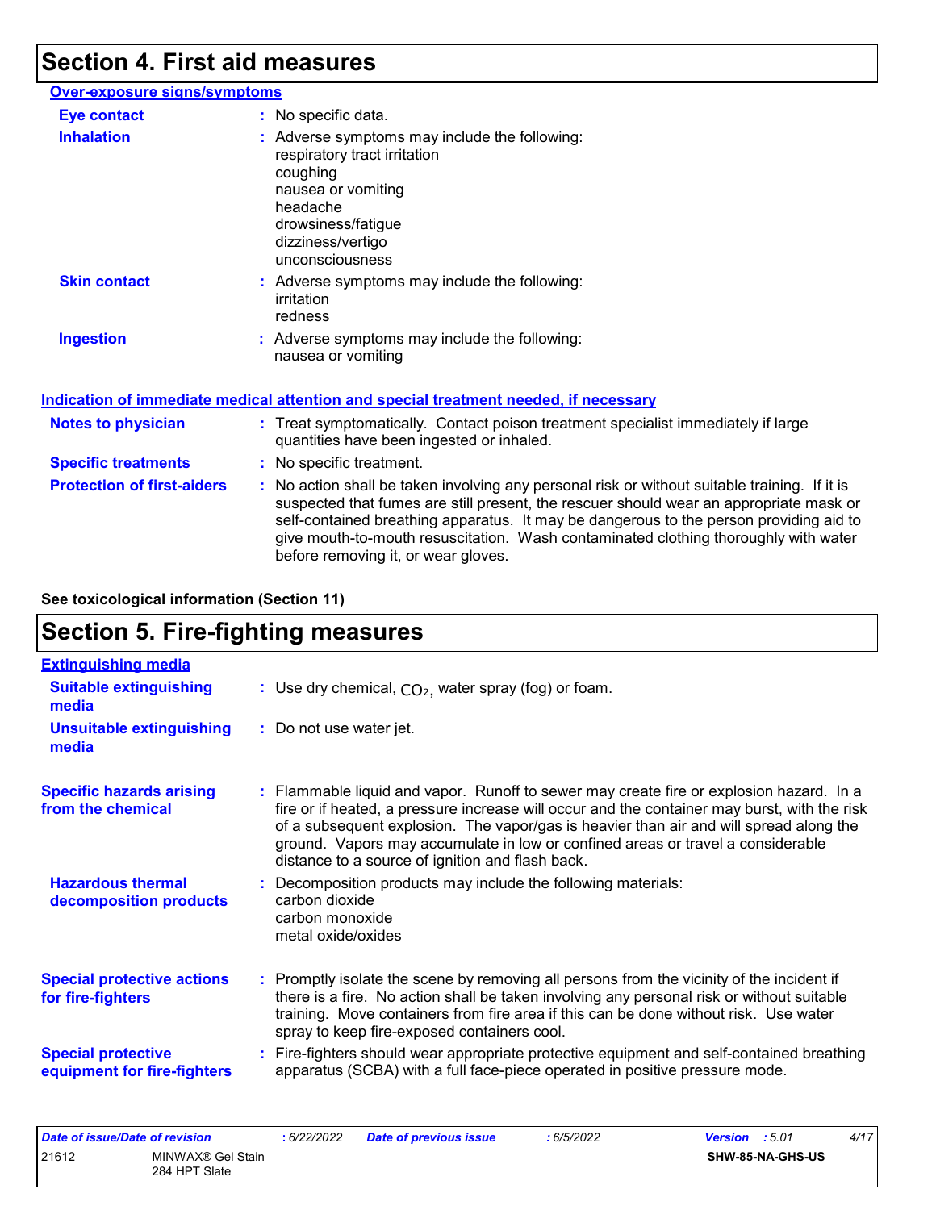## Section 4. First aid measures

**Over-exposure signs/symptoms**

**Eye contact** : No specific data.

**Inhalation** : Adverse symptoms may include the following:
respiratory tract irritation
coughing
nausea or vomiting
headache
drowsiness/fatigue
dizziness/vertigo
unconsciousness

**Skin contact** : Adverse symptoms may include the following:
irritation
redness

**Ingestion** : Adverse symptoms may include the following:
nausea or vomiting

**Indication of immediate medical attention and special treatment needed, if necessary**

**Notes to physician** : Treat symptomatically. Contact poison treatment specialist immediately if large quantities have been ingested or inhaled.

**Specific treatments** : No specific treatment.

**Protection of first-aiders** : No action shall be taken involving any personal risk or without suitable training. If it is suspected that fumes are still present, the rescuer should wear an appropriate mask or self-contained breathing apparatus. It may be dangerous to the person providing aid to give mouth-to-mouth resuscitation. Wash contaminated clothing thoroughly with water before removing it, or wear gloves.

**See toxicological information (Section 11)**

## Section 5. Fire-fighting measures

**Extinguishing media**

**Suitable extinguishing media** : Use dry chemical, $CO_2$, water spray (fog) or foam.

**Unsuitable extinguishing media** : Do not use water jet.

**Specific hazards arising from the chemical** : Flammable liquid and vapor. Runoff to sewer may create fire or explosion hazard. In a fire or if heated, a pressure increase will occur and the container may burst, with the risk of a subsequent explosion. The vapor/gas is heavier than air and will spread along the ground. Vapors may accumulate in low or confined areas or travel a considerable distance to a source of ignition and flash back.

**Hazardous thermal decomposition products** : Decomposition products may include the following materials:
carbon dioxide
carbon monoxide
metal oxide/oxides

**Special protective actions for fire-fighters** : Promptly isolate the scene by removing all persons from the vicinity of the incident if there is a fire. No action shall be taken involving any personal risk or without suitable training. Move containers from fire area if this can be done without risk. Use water spray to keep fire-exposed containers cool.

**Special protective equipment for fire-fighters** : Fire-fighters should wear appropriate protective equipment and self-contained breathing apparatus (SCBA) with a full face-piece operated in positive pressure mode.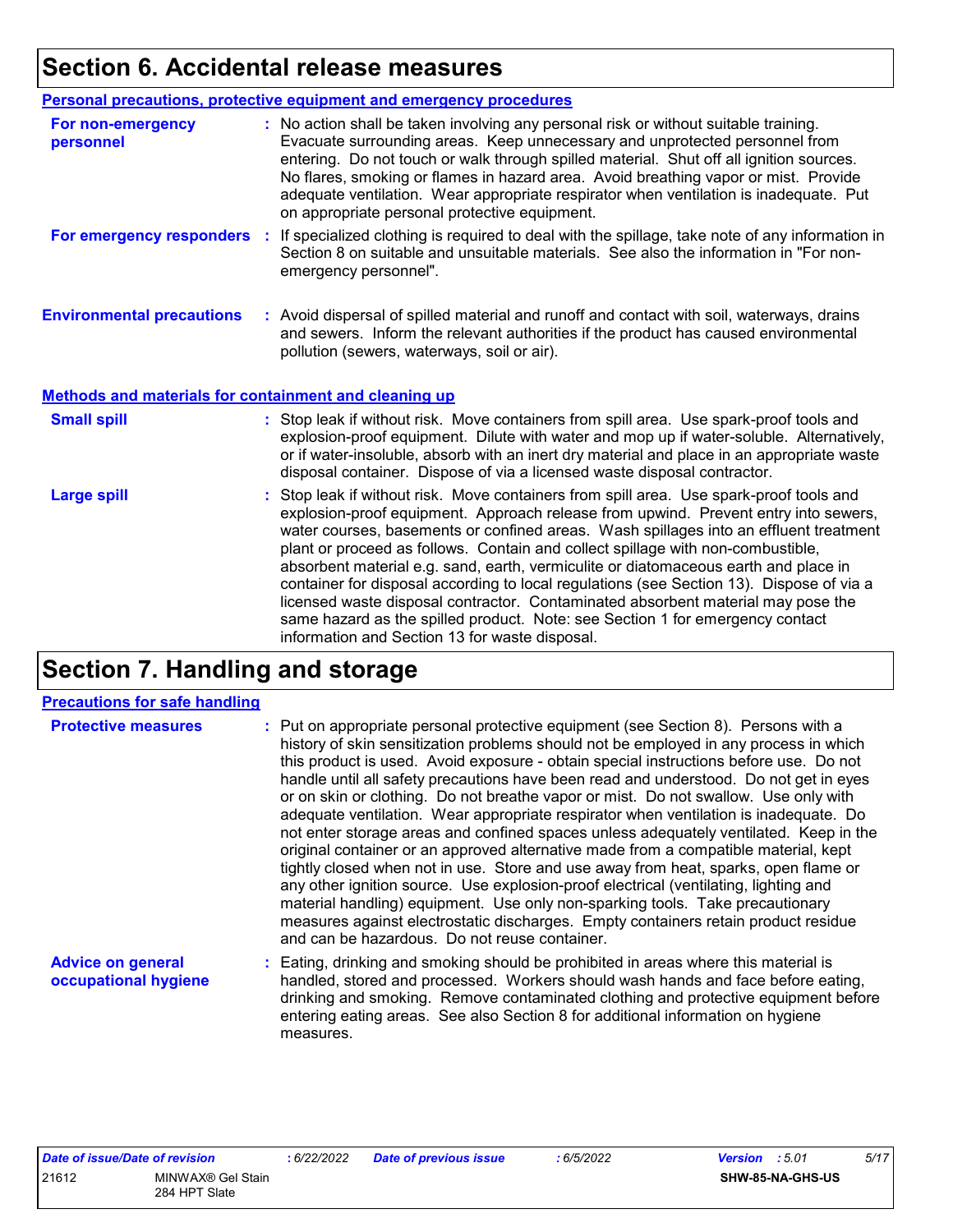# Section 6. Accidental release measures

## Personal precautions, protective equipment and emergency procedures

**For non-emergency personnel** : No action shall be taken involving any personal risk or without suitable training. Evacuate surrounding areas. Keep unnecessary and unprotected personnel from entering. Do not touch or walk through spilled material. Shut off all ignition sources. No flares, smoking or flames in hazard area. Avoid breathing vapor or mist. Provide adequate ventilation. Wear appropriate respirator when ventilation is inadequate. Put on appropriate personal protective equipment.

**For emergency responders** : If specialized clothing is required to deal with the spillage, take note of any information in Section 8 on suitable and unsuitable materials. See also the information in "For non-emergency personnel".

**Environmental precautions** : Avoid dispersal of spilled material and runoff and contact with soil, waterways, drains and sewers. Inform the relevant authorities if the product has caused environmental pollution (sewers, waterways, soil or air).

## Methods and materials for containment and cleaning up

**Small spill** : Stop leak if without risk. Move containers from spill area. Use spark-proof tools and explosion-proof equipment. Dilute with water and mop up if water-soluble. Alternatively, or if water-insoluble, absorb with an inert dry material and place in an appropriate waste disposal container. Dispose of via a licensed waste disposal contractor.

**Large spill** : Stop leak if without risk. Move containers from spill area. Use spark-proof tools and explosion-proof equipment. Approach release from upwind. Prevent entry into sewers, water courses, basements or confined areas. Wash spillages into an effluent treatment plant or proceed as follows. Contain and collect spillage with non-combustible, absorbent material e.g. sand, earth, vermiculite or diatomaceous earth and place in container for disposal according to local regulations (see Section 13). Dispose of via a licensed waste disposal contractor. Contaminated absorbent material may pose the same hazard as the spilled product. Note: see Section 1 for emergency contact information and Section 13 for waste disposal.

# Section 7. Handling and storage

## Precautions for safe handling

**Protective measures** : Put on appropriate personal protective equipment (see Section 8). Persons with a history of skin sensitization problems should not be employed in any process in which this product is used. Avoid exposure - obtain special instructions before use. Do not handle until all safety precautions have been read and understood. Do not get in eyes or on skin or clothing. Do not breathe vapor or mist. Do not swallow. Use only with adequate ventilation. Wear appropriate respirator when ventilation is inadequate. Do not enter storage areas and confined spaces unless adequately ventilated. Keep in the original container or an approved alternative made from a compatible material, kept tightly closed when not in use. Store and use away from heat, sparks, open flame or any other ignition source. Use explosion-proof electrical (ventilating, lighting and material handling) equipment. Use only non-sparking tools. Take precautionary measures against electrostatic discharges. Empty containers retain product residue and can be hazardous. Do not reuse container.

**Advice on general occupational hygiene** : Eating, drinking and smoking should be prohibited in areas where this material is handled, stored and processed. Workers should wash hands and face before eating, drinking and smoking. Remove contaminated clothing and protective equipment before entering eating areas. See also Section 8 for additional information on hygiene measures.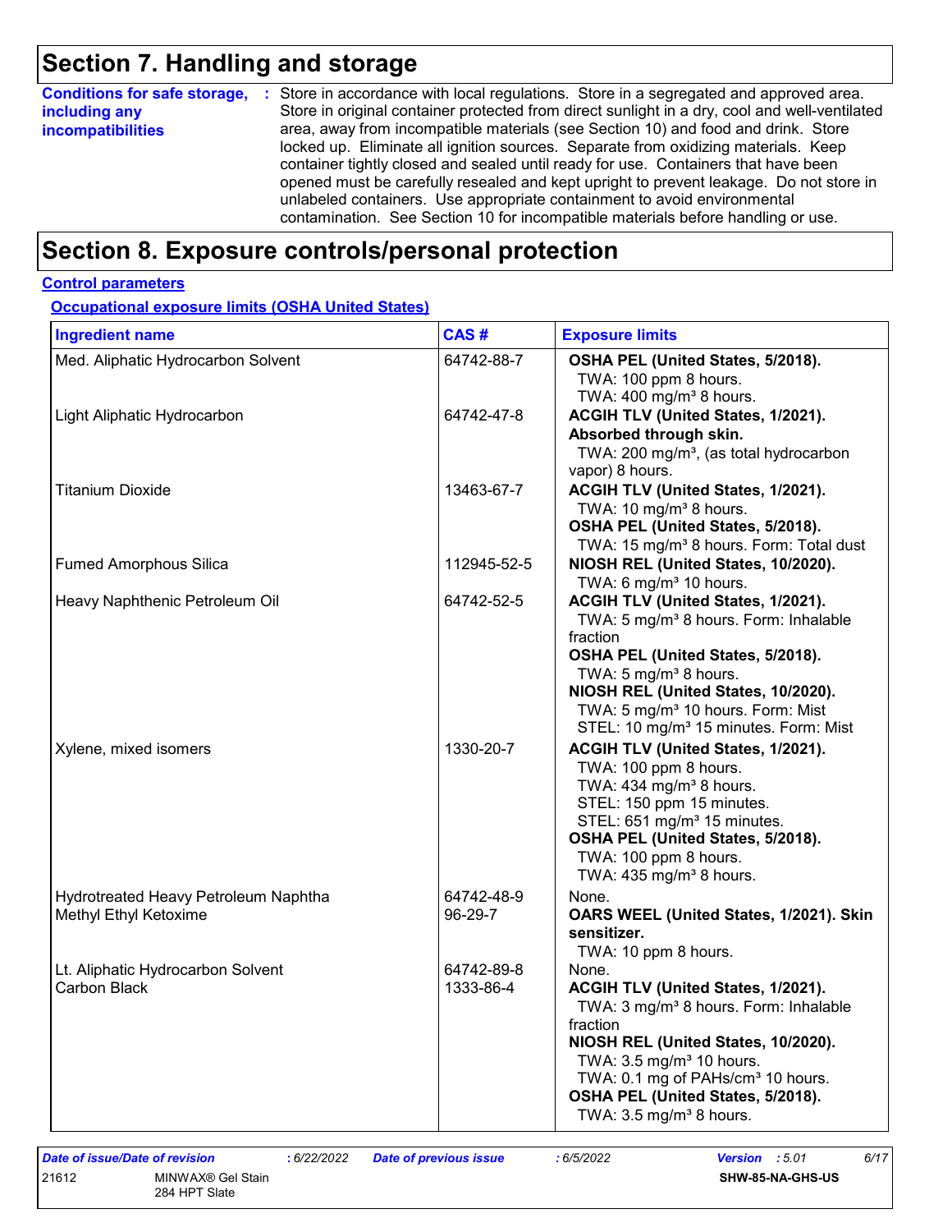## Section 7. Handling and storage

**Conditions for safe storage, including any incompatibilities** : Store in accordance with local regulations. Store in a segregated and approved area. Store in original container protected from direct sunlight in a dry, cool and well-ventilated area, away from incompatible materials (see Section 10) and food and drink. Store locked up. Eliminate all ignition sources. Separate from oxidizing materials. Keep container tightly closed and sealed until ready for use. Containers that have been opened must be carefully resealed and kept upright to prevent leakage. Do not store in unlabeled containers. Use appropriate containment to avoid environmental contamination. See Section 10 for incompatible materials before handling or use.

## Section 8. Exposure controls/personal protection

### Control parameters

#### Occupational exposure limits (OSHA United States)

| Ingredient name | CAS # | Exposure limits |
|---|---|---|
| Med. Aliphatic Hydrocarbon Solvent | 64742-88-7 | **OSHA PEL (United States, 5/2018).**<br>TWA: 100 ppm 8 hours.<br>TWA: 400 mg/m³ 8 hours. |
| Light Aliphatic Hydrocarbon | 64742-47-8 | **ACGIH TLV (United States, 1/2021). Absorbed through skin.**<br>TWA: 200 mg/m³, (as total hydrocarbon vapor) 8 hours. |
| Titanium Dioxide | 13463-67-7 | **ACGIH TLV (United States, 1/2021).**<br>TWA: 10 mg/m³ 8 hours.<br>**OSHA PEL (United States, 5/2018).**<br>TWA: 15 mg/m³ 8 hours. Form: Total dust |
| Fumed Amorphous Silica | 112945-52-5 | **NIOSH REL (United States, 10/2020).**<br>TWA: 6 mg/m³ 10 hours. |
| Heavy Naphthenic Petroleum Oil | 64742-52-5 | **ACGIH TLV (United States, 1/2021).**<br>TWA: 5 mg/m³ 8 hours. Form: Inhalable fraction<br>**OSHA PEL (United States, 5/2018).**<br>TWA: 5 mg/m³ 8 hours.<br>**NIOSH REL (United States, 10/2020).**<br>TWA: 5 mg/m³ 10 hours. Form: Mist<br>STEL: 10 mg/m³ 15 minutes. Form: Mist |
| Xylene, mixed isomers | 1330-20-7 | **ACGIH TLV (United States, 1/2021).**<br>TWA: 100 ppm 8 hours.<br>TWA: 434 mg/m³ 8 hours.<br>STEL: 150 ppm 15 minutes.<br>STEL: 651 mg/m³ 15 minutes.<br>**OSHA PEL (United States, 5/2018).**<br>TWA: 100 ppm 8 hours.<br>TWA: 435 mg/m³ 8 hours. |
| Hydrotreated Heavy Petroleum Naphtha | 64742-48-9 | None. |
| Methyl Ethyl Ketoxime | 96-29-7 | **OARS WEEL (United States, 1/2021). Skin sensitizer.**<br>TWA: 10 ppm 8 hours. |
| Lt. Aliphatic Hydrocarbon Solvent | 64742-89-8 | None. |
| Carbon Black | 1333-86-4 | **ACGIH TLV (United States, 1/2021).**<br>TWA: 3 mg/m³ 8 hours. Form: Inhalable fraction<br>**NIOSH REL (United States, 10/2020).**<br>TWA: 3.5 mg/m³ 10 hours.<br>TWA: 0.1 mg of PAHs/cm³ 10 hours.<br>**OSHA PEL (United States, 5/2018).**<br>TWA: 3.5 mg/m³ 8 hours. |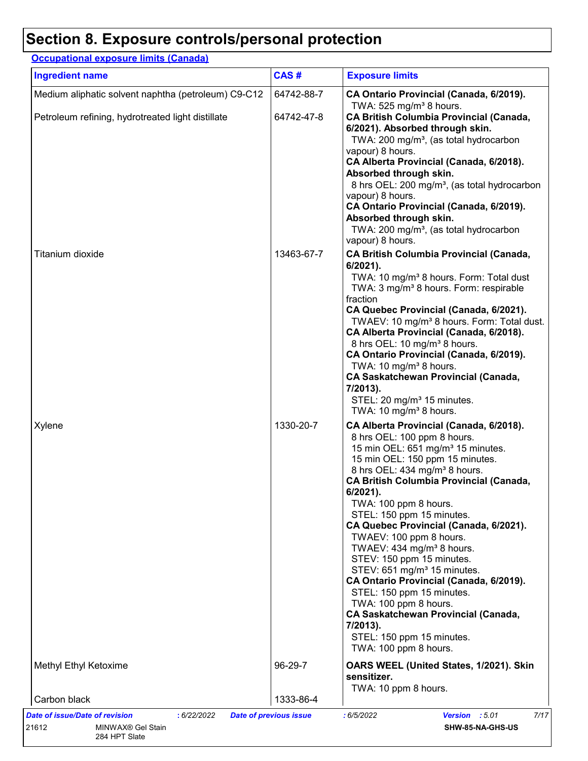# Section 8. Exposure controls/personal protection

**Occupational exposure limits (Canada)**

| Ingredient name | CAS # | Exposure limits |
| --- | --- | --- |
| Medium aliphatic solvent naphtha (petroleum) C9-C12 | 64742-88-7 | **CA Ontario Provincial (Canada, 6/2019).**<br>TWA: 525 mg/m³ 8 hours. |
| Petroleum refining, hydrotreated light distillate | 64742-47-8 | **CA British Columbia Provincial (Canada, 6/2021). Absorbed through skin.**<br>TWA: 200 mg/m³, (as total hydrocarbon vapour) 8 hours.<br>**CA Alberta Provincial (Canada, 6/2018). Absorbed through skin.**<br>8 hrs OEL: 200 mg/m³, (as total hydrocarbon vapour) 8 hours.<br>**CA Ontario Provincial (Canada, 6/2019). Absorbed through skin.**<br>TWA: 200 mg/m³, (as total hydrocarbon vapour) 8 hours. |
| Titanium dioxide | 13463-67-7 | **CA British Columbia Provincial (Canada, 6/2021).**<br>TWA: 10 mg/m³ 8 hours. Form: Total dust<br>TWA: 3 mg/m³ 8 hours. Form: respirable fraction<br>**CA Quebec Provincial (Canada, 6/2021).**<br>TWAEV: 10 mg/m³ 8 hours. Form: Total dust.<br>**CA Alberta Provincial (Canada, 6/2018).**<br>8 hrs OEL: 10 mg/m³ 8 hours.<br>**CA Ontario Provincial (Canada, 6/2019).**<br>TWA: 10 mg/m³ 8 hours.<br>**CA Saskatchewan Provincial (Canada, 7/2013).**<br>STEL: 20 mg/m³ 15 minutes.<br>TWA: 10 mg/m³ 8 hours. |
| Xylene | 1330-20-7 | **CA Alberta Provincial (Canada, 6/2018).**<br>8 hrs OEL: 100 ppm 8 hours.<br>15 min OEL: 651 mg/m³ 15 minutes.<br>15 min OEL: 150 ppm 15 minutes.<br>8 hrs OEL: 434 mg/m³ 8 hours.<br>**CA British Columbia Provincial (Canada, 6/2021).**<br>TWA: 100 ppm 8 hours.<br>STEL: 150 ppm 15 minutes.<br>**CA Quebec Provincial (Canada, 6/2021).**<br>TWAEV: 100 ppm 8 hours.<br>TWAEV: 434 mg/m³ 8 hours.<br>STEV: 150 ppm 15 minutes.<br>STEV: 651 mg/m³ 15 minutes.<br>**CA Ontario Provincial (Canada, 6/2019).**<br>STEL: 150 ppm 15 minutes.<br>TWA: 100 ppm 8 hours.<br>**CA Saskatchewan Provincial (Canada, 7/2013).**<br>STEL: 150 ppm 15 minutes.<br>TWA: 100 ppm 8 hours. |
| Methyl Ethyl Ketoxime | 96-29-7 | **OARS WEEL (United States, 1/2021). Skin sensitizer.**<br>TWA: 10 ppm 8 hours. |
| Carbon black | 1333-86-4 | |

*Date of issue/Date of revision* : 6/22/2022 *Date of previous issue* : 6/5/2022 *Version* : 5.01

21612 MINWAX® Gel Stain 284 HPT Slate SHW-85-NA-GHS-US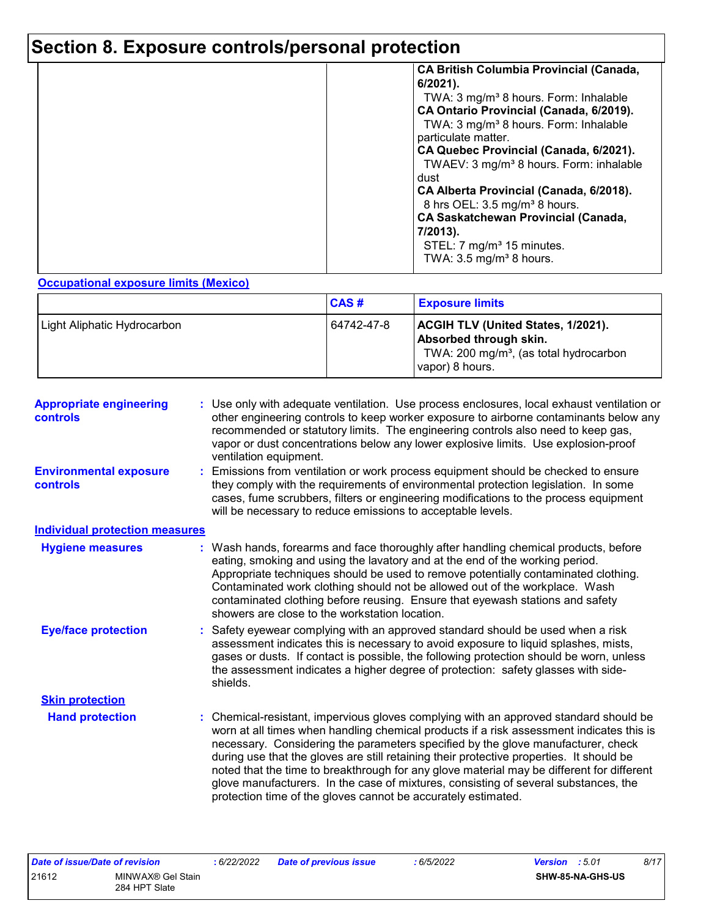# Section 8. Exposure controls/personal protection

| | | |
|---|---|---|
| | | **CA British Columbia Provincial (Canada, 6/2021).** TWA: 3 mg/m³ 8 hours. Form: Inhalable **CA Ontario Provincial (Canada, 6/2019).** TWA: 3 mg/m³ 8 hours. Form: Inhalable particulate matter. **CA Quebec Provincial (Canada, 6/2021).** TWAEV: 3 mg/m³ 8 hours. Form: inhalable dust **CA Alberta Provincial (Canada, 6/2018).** 8 hrs OEL: 3.5 mg/m³ 8 hours. **CA Saskatchewan Provincial (Canada, 7/2013).** STEL: 7 mg/m³ 15 minutes. TWA: 3.5 mg/m³ 8 hours. |

**Occupational exposure limits (Mexico)**

| | CAS # | Exposure limits |
|---|---|---|
| Light Aliphatic Hydrocarbon | 64742-47-8 | **ACGIH TLV (United States, 1/2021). Absorbed through skin.** TWA: 200 mg/m³, (as total hydrocarbon vapor) 8 hours. |

**Appropriate engineering controls** : Use only with adequate ventilation. Use process enclosures, local exhaust ventilation or other engineering controls to keep worker exposure to airborne contaminants below any recommended or statutory limits. The engineering controls also need to keep gas, vapor or dust concentrations below any lower explosive limits. Use explosion-proof ventilation equipment.

**Environmental exposure controls** : Emissions from ventilation or work process equipment should be checked to ensure they comply with the requirements of environmental protection legislation. In some cases, fume scrubbers, filters or engineering modifications to the process equipment will be necessary to reduce emissions to acceptable levels.

**Individual protection measures**

**Hygiene measures** : Wash hands, forearms and face thoroughly after handling chemical products, before eating, smoking and using the lavatory and at the end of the working period. Appropriate techniques should be used to remove potentially contaminated clothing. Contaminated work clothing should not be allowed out of the workplace. Wash contaminated clothing before reusing. Ensure that eyewash stations and safety showers are close to the workstation location.

**Eye/face protection** : Safety eyewear complying with an approved standard should be used when a risk assessment indicates this is necessary to avoid exposure to liquid splashes, mists, gases or dusts. If contact is possible, the following protection should be worn, unless the assessment indicates a higher degree of protection: safety glasses with side-shields.

**Skin protection**

**Hand protection** : Chemical-resistant, impervious gloves complying with an approved standard should be worn at all times when handling chemical products if a risk assessment indicates this is necessary. Considering the parameters specified by the glove manufacturer, check during use that the gloves are still retaining their protective properties. It should be noted that the time to breakthrough for any glove material may be different for different glove manufacturers. In the case of mixtures, consisting of several substances, the protection time of the gloves cannot be accurately estimated.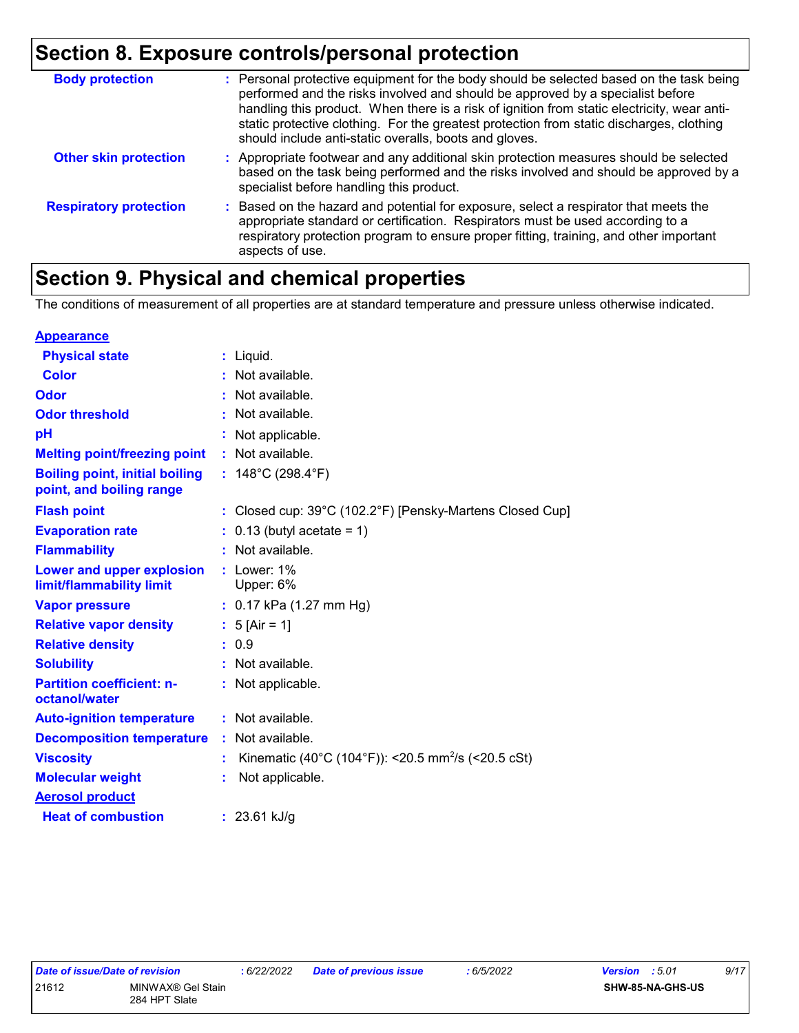## Section 8. Exposure controls/personal protection

| | |
|---|---|
| **Body protection** | : Personal protective equipment for the body should be selected based on the task being performed and the risks involved and should be approved by a specialist before handling this product. When there is a risk of ignition from static electricity, wear anti-static protective clothing. For the greatest protection from static discharges, clothing should include anti-static overalls, boots and gloves. |
| **Other skin protection** | : Appropriate footwear and any additional skin protection measures should be selected based on the task being performed and the risks involved and should be approved by a specialist before handling this product. |
| **Respiratory protection** | : Based on the hazard and potential for exposure, select a respirator that meets the appropriate standard or certification. Respirators must be used according to a respiratory protection program to ensure proper fitting, training, and other important aspects of use. |

## Section 9. Physical and chemical properties

The conditions of measurement of all properties are at standard temperature and pressure unless otherwise indicated.

**Appearance**

| | |
|---|---|
| **Physical state** | : Liquid. |
| **Color** | : Not available. |
| **Odor** | : Not available. |
| **Odor threshold** | : Not available. |
| **pH** | : Not applicable. |
| **Melting point/freezing point** | : Not available. |
| **Boiling point, initial boiling point, and boiling range** | : 148°C (298.4°F) |
| **Flash point** | : Closed cup: 39°C (102.2°F) [Pensky-Martens Closed Cup] |
| **Evaporation rate** | : 0.13 (butyl acetate = 1) |
| **Flammability** | : Not available. |
| **Lower and upper explosion limit/flammability limit** | : Lower: 1%<br>Upper: 6% |
| **Vapor pressure** | : 0.17 kPa (1.27 mm Hg) |
| **Relative vapor density** | : 5 [Air = 1] |
| **Relative density** | : 0.9 |
| **Solubility** | : Not available. |
| **Partition coefficient: n-octanol/water** | : Not applicable. |
| **Auto-ignition temperature** | : Not available. |
| **Decomposition temperature** | : Not available. |
| **Viscosity** | : Kinematic (40°C (104°F)): <20.5 $mm^2/s$ (<20.5 cSt) |
| **Molecular weight** | : Not applicable. |

**Aerosol product**

| | |
|---|---|
| **Heat of combustion** | : 23.61 kJ/g |

| Date of issue/Date of revision | : 6/22/2022 | Date of previous issue | : 6/5/2022 | Version | : 5.01 |
|---|---|---|---|---|---|
| 21612 | MINWAX® Gel Stain 284 HPT Slate | | | SHW-85-NA-GHS-US | |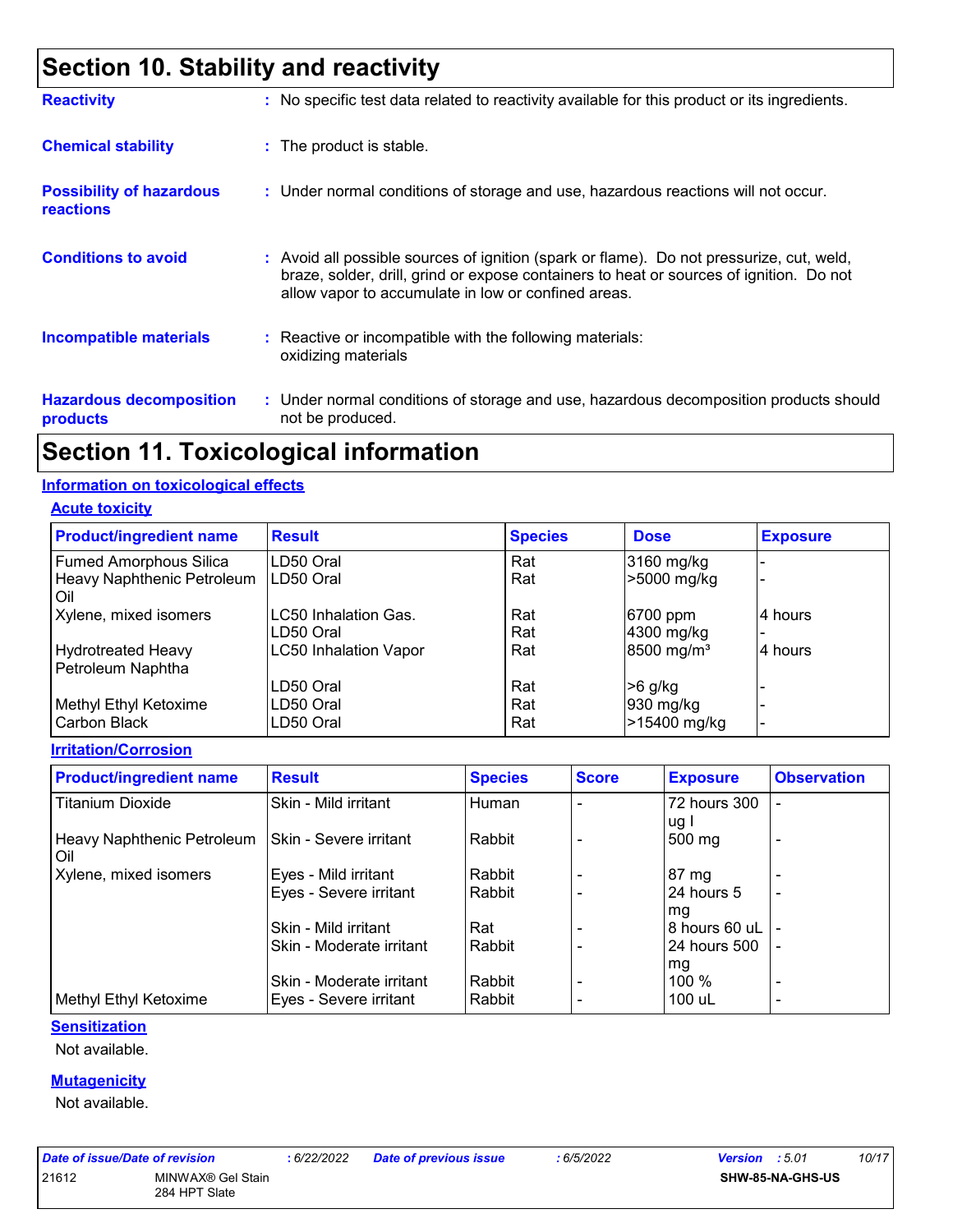## Section 10. Stability and reactivity

**Reactivity** : No specific test data related to reactivity available for this product or its ingredients.

**Chemical stability** : The product is stable.

**Possibility of hazardous reactions** : Under normal conditions of storage and use, hazardous reactions will not occur.

**Conditions to avoid** : Avoid all possible sources of ignition (spark or flame). Do not pressurize, cut, weld, braze, solder, drill, grind or expose containers to heat or sources of ignition. Do not allow vapor to accumulate in low or confined areas.

**Incompatible materials** : Reactive or incompatible with the following materials: oxidizing materials

**Hazardous decomposition products** : Under normal conditions of storage and use, hazardous decomposition products should not be produced.

## Section 11. Toxicological information

### Information on toxicological effects

#### Acute toxicity

| Product/ingredient name | Result | Species | Dose | Exposure |
|---|---|---|---|---|
| Fumed Amorphous Silica | LD50 Oral | Rat | 3160 mg/kg | - |
| Heavy Naphthenic Petroleum Oil | LD50 Oral | Rat | >5000 mg/kg | - |
| Xylene, mixed isomers | LC50 Inhalation Gas. | Rat | 6700 ppm | 4 hours |
| | LD50 Oral | Rat | 4300 mg/kg | - |
| Hydrotreated Heavy Petroleum Naphtha | LC50 Inhalation Vapor | Rat | 8500 mg/m³ | 4 hours |
| | LD50 Oral | Rat | >6 g/kg | - |
| Methyl Ethyl Ketoxime | LD50 Oral | Rat | 930 mg/kg | - |
| Carbon Black | LD50 Oral | Rat | >15400 mg/kg | - |

#### Irritation/Corrosion

| Product/ingredient name | Result | Species | Score | Exposure | Observation |
|---|---|---|---|---|---|
| Titanium Dioxide | Skin - Mild irritant | Human | - | 72 hours 300 ug I | - |
| Heavy Naphthenic Petroleum Oil | Skin - Severe irritant | Rabbit | - | 500 mg | - |
| Xylene, mixed isomers | Eyes - Mild irritant | Rabbit | - | 87 mg | - |
| | Eyes - Severe irritant | Rabbit | - | 24 hours 5 mg | - |
| | Skin - Mild irritant | Rat | - | 8 hours 60 uL | - |
| | Skin - Moderate irritant | Rabbit | - | 24 hours 500 mg | - |
| | Skin - Moderate irritant | Rabbit | - | 100 % | - |
| Methyl Ethyl Ketoxime | Eyes - Severe irritant | Rabbit | - | 100 uL | - |

#### Sensitization

Not available.

#### Mutagenicity

Not available.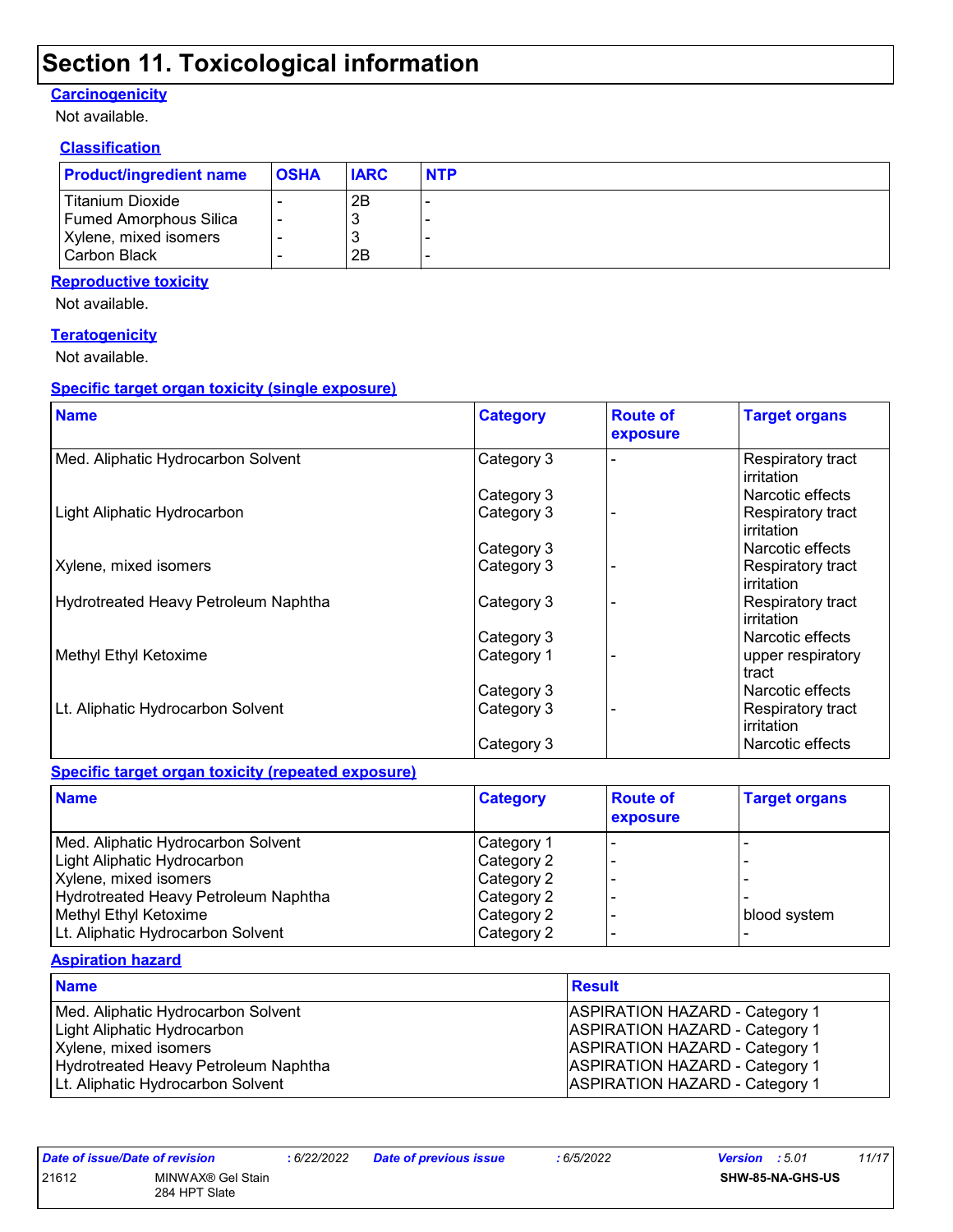# Section 11. Toxicological information

### Carcinogenicity

Not available.

### Classification

| Product/ingredient name | OSHA | IARC | NTP |
|---|---|---|---|
| Titanium Dioxide | - | 2B | - |
| Fumed Amorphous Silica | - | 3 | - |
| Xylene, mixed isomers | - | 3 | - |
| Carbon Black | - | 2B | - |

### Reproductive toxicity

Not available.

### Teratogenicity

Not available.

### Specific target organ toxicity (single exposure)

| Name | Category | Route of exposure | Target organs |
|---|---|---|---|
| Med. Aliphatic Hydrocarbon Solvent | Category 3 | - | Respiratory tract irritation |
| | Category 3 | | Narcotic effects |
| Light Aliphatic Hydrocarbon | Category 3 | - | Respiratory tract irritation |
| | Category 3 | | Narcotic effects |
| Xylene, mixed isomers | Category 3 | - | Respiratory tract irritation |
| Hydrotreated Heavy Petroleum Naphtha | Category 3 | - | Respiratory tract irritation |
| | Category 3 | | Narcotic effects |
| Methyl Ethyl Ketoxime | Category 1 | - | upper respiratory tract |
| | Category 3 | | Narcotic effects |
| Lt. Aliphatic Hydrocarbon Solvent | Category 3 | - | Respiratory tract irritation |
| | Category 3 | | Narcotic effects |

### Specific target organ toxicity (repeated exposure)

| Name | Category | Route of exposure | Target organs |
|---|---|---|---|
| Med. Aliphatic Hydrocarbon Solvent | Category 1 | - | - |
| Light Aliphatic Hydrocarbon | Category 2 | - | - |
| Xylene, mixed isomers | Category 2 | - | - |
| Hydrotreated Heavy Petroleum Naphtha | Category 2 | - | - |
| Methyl Ethyl Ketoxime | Category 2 | - | blood system |
| Lt. Aliphatic Hydrocarbon Solvent | Category 2 | - | - |

### Aspiration hazard

| Name | Result |
|---|---|
| Med. Aliphatic Hydrocarbon Solvent | ASPIRATION HAZARD - Category 1 |
| Light Aliphatic Hydrocarbon | ASPIRATION HAZARD - Category 1 |
| Xylene, mixed isomers | ASPIRATION HAZARD - Category 1 |
| Hydrotreated Heavy Petroleum Naphtha | ASPIRATION HAZARD - Category 1 |
| Lt. Aliphatic Hydrocarbon Solvent | ASPIRATION HAZARD - Category 1 |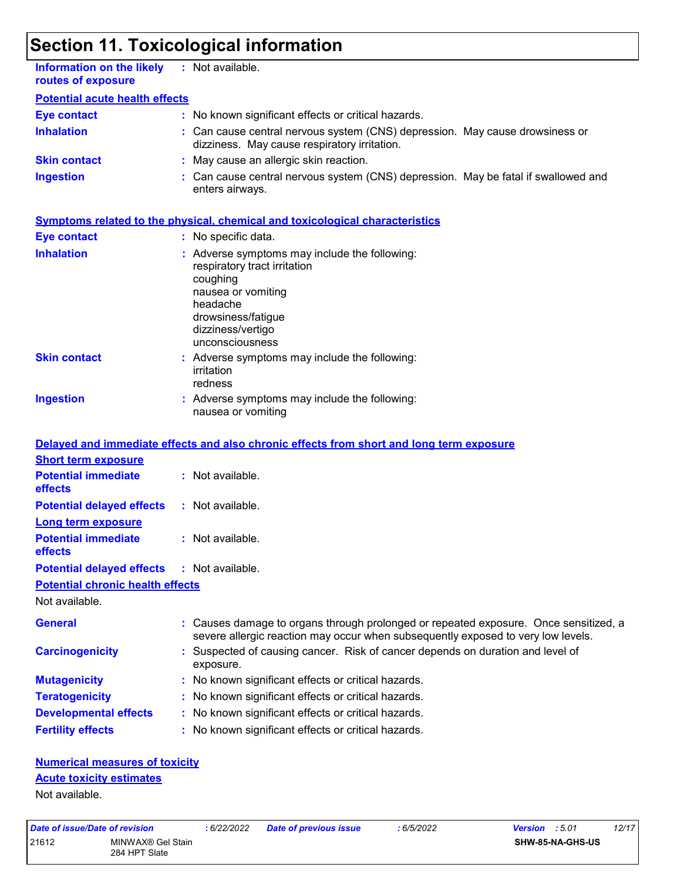# Section 11. Toxicological information

**Information on the likely routes of exposure** : Not available.

**Potential acute health effects**

**Eye contact** : No known significant effects or critical hazards.

**Inhalation** : Can cause central nervous system (CNS) depression. May cause drowsiness or dizziness. May cause respiratory irritation.

**Skin contact** : May cause an allergic skin reaction.

**Ingestion** : Can cause central nervous system (CNS) depression. May be fatal if swallowed and enters airways.

**Symptoms related to the physical, chemical and toxicological characteristics**

**Eye contact** : No specific data.

**Inhalation** : Adverse symptoms may include the following:
respiratory tract irritation
coughing
nausea or vomiting
headache
drowsiness/fatigue
dizziness/vertigo
unconsciousness

**Skin contact** : Adverse symptoms may include the following:
irritation
redness

**Ingestion** : Adverse symptoms may include the following:
nausea or vomiting

**Delayed and immediate effects and also chronic effects from short and long term exposure**

**Short term exposure**

**Potential immediate effects** : Not available.

**Potential delayed effects** : Not available.

**Long term exposure**

**Potential immediate effects** : Not available.

**Potential delayed effects** : Not available.

**Potential chronic health effects**

Not available.

**General** : Causes damage to organs through prolonged or repeated exposure. Once sensitized, a severe allergic reaction may occur when subsequently exposed to very low levels.

**Carcinogenicity** : Suspected of causing cancer. Risk of cancer depends on duration and level of exposure.

**Mutagenicity** : No known significant effects or critical hazards.

**Teratogenicity** : No known significant effects or critical hazards.

**Developmental effects** : No known significant effects or critical hazards.

**Fertility effects** : No known significant effects or critical hazards.

**Numerical measures of toxicity**

**Acute toxicity estimates**

Not available.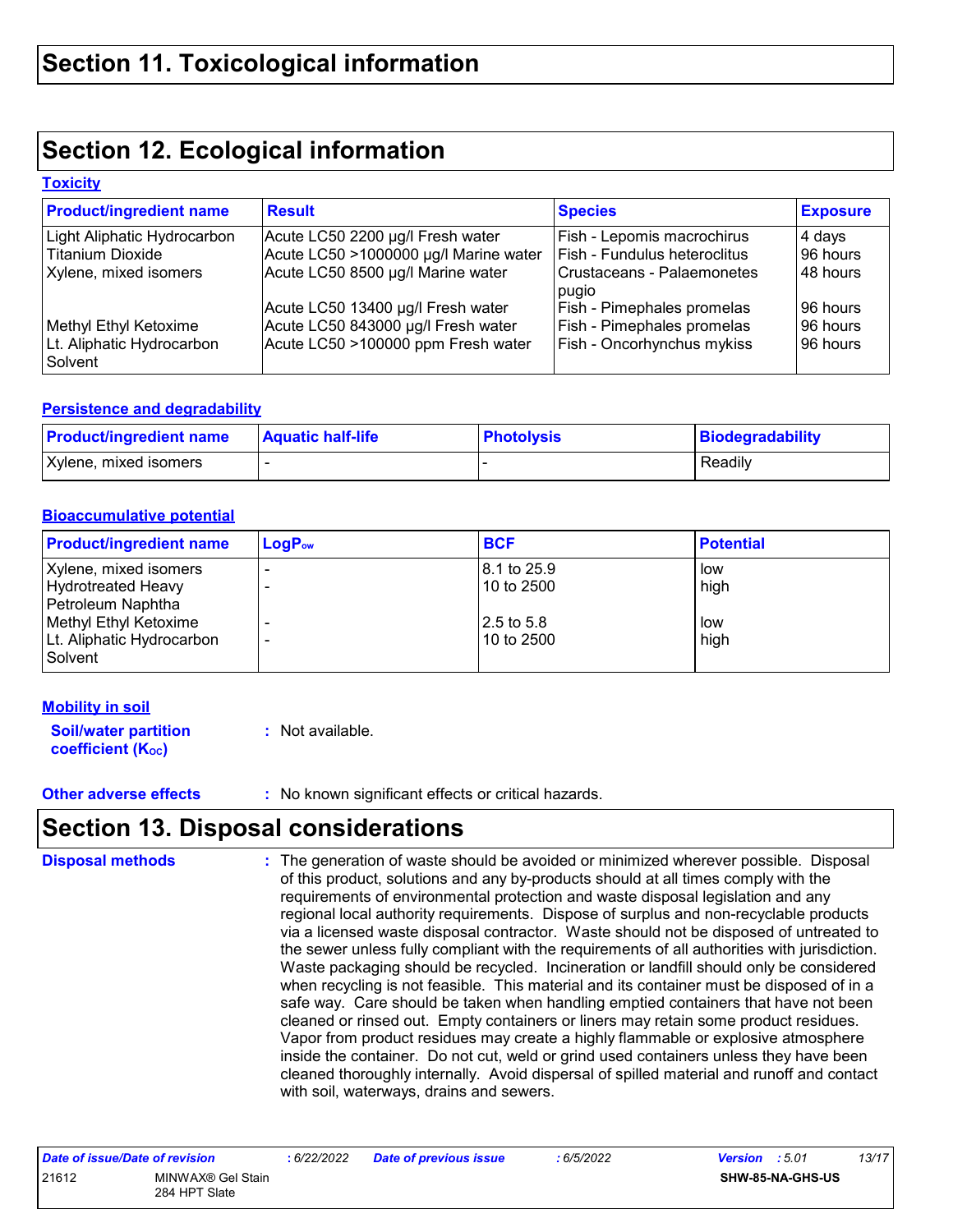# Section 11. Toxicological information

# Section 12. Ecological information

**Toxicity**

| Product/ingredient name | Result | Species | Exposure |
|---|---|---|---|
| Light Aliphatic Hydrocarbon | Acute LC50 2200 µg/l Fresh water | Fish - Lepomis macrochirus | 4 days |
| Titanium Dioxide | Acute LC50 >1000000 µg/l Marine water | Fish - Fundulus heteroclitus | 96 hours |
| Xylene, mixed isomers | Acute LC50 8500 µg/l Marine water | Crustaceans - Palaemonetes pugio | 48 hours |
| | Acute LC50 13400 µg/l Fresh water | Fish - Pimephales promelas | 96 hours |
| Methyl Ethyl Ketoxime | Acute LC50 843000 µg/l Fresh water | Fish - Pimephales promelas | 96 hours |
| Lt. Aliphatic Hydrocarbon Solvent | Acute LC50 >100000 ppm Fresh water | Fish - Oncorhynchus mykiss | 96 hours |

**Persistence and degradability**

| Product/ingredient name | Aquatic half-life | Photolysis | Biodegradability |
|---|---|---|---|
| Xylene, mixed isomers | - | - | Readily |

**Bioaccumulative potential**

| Product/ingredient name | $LogP_{ow}$ | BCF | Potential |
|---|---|---|---|
| Xylene, mixed isomers | - | 8.1 to 25.9 | low |
| Hydrotreated Heavy Petroleum Naphtha | - | 10 to 2500 | high |
| Methyl Ethyl Ketoxime | - | 2.5 to 5.8 | low |
| Lt. Aliphatic Hydrocarbon Solvent | - | 10 to 2500 | high |

**Mobility in soil**

**Soil/water partition coefficient ($K_{OC}$)** : Not available.

**Other adverse effects** : No known significant effects or critical hazards.

# Section 13. Disposal considerations

**Disposal methods** : The generation of waste should be avoided or minimized wherever possible. Disposal of this product, solutions and any by-products should at all times comply with the requirements of environmental protection and waste disposal legislation and any regional local authority requirements. Dispose of surplus and non-recyclable products via a licensed waste disposal contractor. Waste should not be disposed of untreated to the sewer unless fully compliant with the requirements of all authorities with jurisdiction. Waste packaging should be recycled. Incineration or landfill should only be considered when recycling is not feasible. This material and its container must be disposed of in a safe way. Care should be taken when handling emptied containers that have not been cleaned or rinsed out. Empty containers or liners may retain some product residues. Vapor from product residues may create a highly flammable or explosive atmosphere inside the container. Do not cut, weld or grind used containers unless they have been cleaned thoroughly internally. Avoid dispersal of spilled material and runoff and contact with soil, waterways, drains and sewers.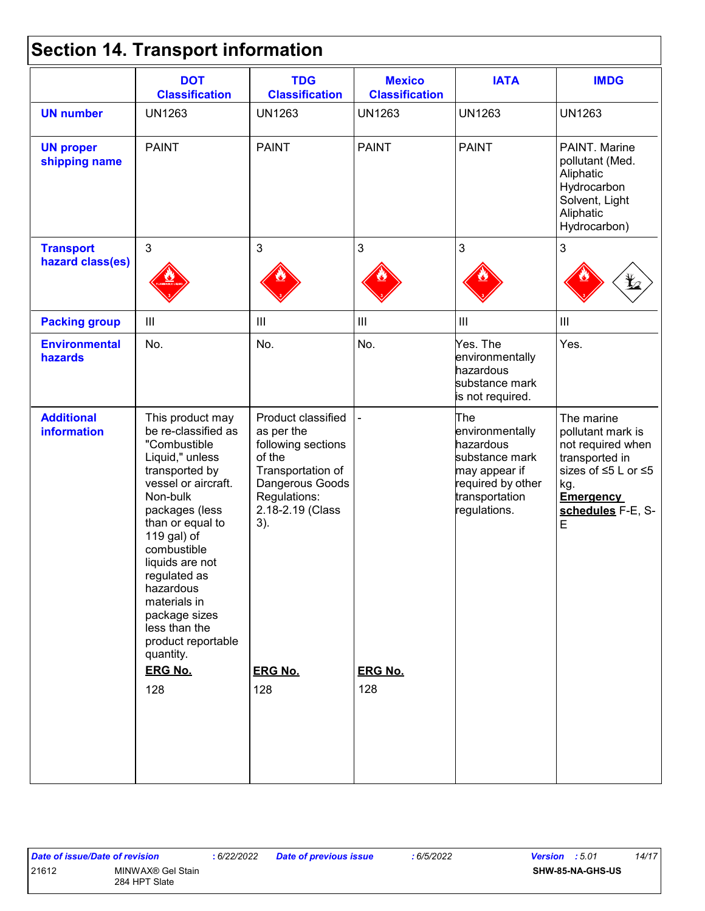# Section 14. Transport information

| | DOT Classification | TDG Classification | Mexico Classification | IATA | IMDG |
|---|---|---|---|---|---|
| **UN number** | UN1263 | UN1263 | UN1263 | UN1263 | UN1263 |
| **UN proper shipping name** | PAINT | PAINT | PAINT | PAINT | PAINT. Marine pollutant (Med. Aliphatic Hydrocarbon Solvent, Light Aliphatic Hydrocarbon) |
| **Transport hazard class(es)** | 3 | 3 | 3 | 3 | 3 |
| **Packing group** | III | III | III | III | III |
| **Environmental hazards** | No. | No. | No. | Yes. The environmentally hazardous substance mark is not required. | Yes. |
| **Additional information** | This product may be re-classified as "Combustible Liquid," unless transported by vessel or aircraft. Non-bulk packages (less than or equal to 119 gal) of combustible liquids are not regulated as hazardous materials in package sizes less than the product reportable quantity. **ERG No.** 128 | Product classified as per the following sections of the Transportation of Dangerous Goods Regulations: 2.18-2.19 (Class 3). **ERG No.** 128 | - **ERG No.** 128 | The environmentally hazardous substance mark may appear if required by other transportation regulations. | The marine pollutant mark is not required when transported in sizes of ≤5 L or ≤5 kg. **Emergency schedules** F-E, S-E |

Date of issue/Date of revision : 6/22/2022 Date of previous issue : 6/5/2022 Version : 5.01

21612 MINWAX® Gel Stain 284 HPT Slate SHW-85-NA-GHS-US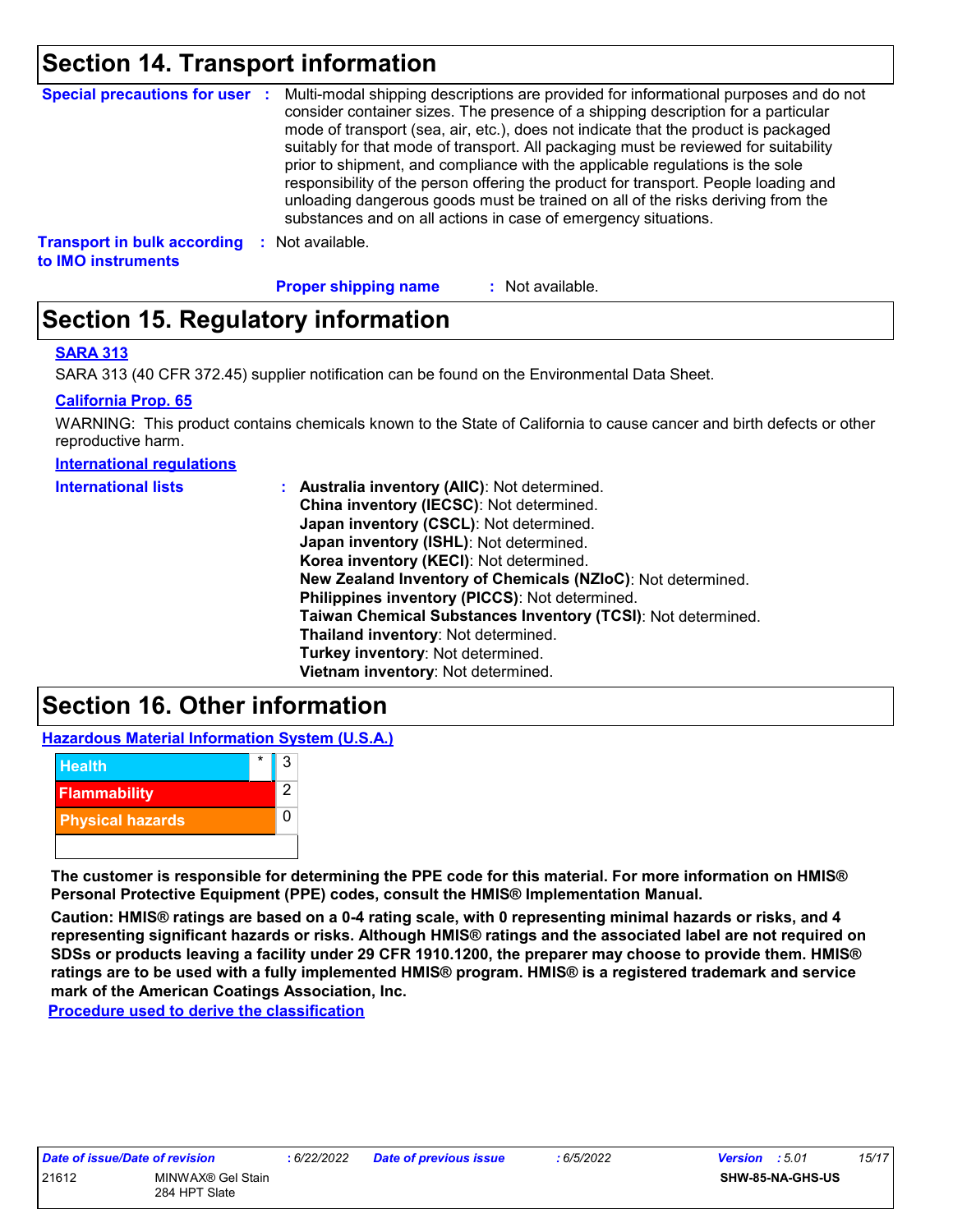## Section 14. Transport information

**Special precautions for user** : Multi-modal shipping descriptions are provided for informational purposes and do not consider container sizes. The presence of a shipping description for a particular mode of transport (sea, air, etc.), does not indicate that the product is packaged suitably for that mode of transport. All packaging must be reviewed for suitability prior to shipment, and compliance with the applicable regulations is the sole responsibility of the person offering the product for transport. People loading and unloading dangerous goods must be trained on all of the risks deriving from the substances and on all actions in case of emergency situations.

**Transport in bulk according to IMO instruments** : Not available.

**Proper shipping name** : Not available.

## Section 15. Regulatory information

**SARA 313**

SARA 313 (40 CFR 372.45) supplier notification can be found on the Environmental Data Sheet.

**California Prop. 65**

WARNING: This product contains chemicals known to the State of California to cause cancer and birth defects or other reproductive harm.

**International regulations**

**International lists** :
- **Australia inventory (AIIC)**: Not determined.
- **China inventory (IECSC)**: Not determined.
- **Japan inventory (CSCL)**: Not determined.
- **Japan inventory (ISHL)**: Not determined.
- **Korea inventory (KECI)**: Not determined.
- **New Zealand Inventory of Chemicals (NZIoC)**: Not determined.
- **Philippines inventory (PICCS)**: Not determined.
- **Taiwan Chemical Substances Inventory (TCSI)**: Not determined.
- **Thailand inventory**: Not determined.
- **Turkey inventory**: Not determined.
- **Vietnam inventory**: Not determined.

## Section 16. Other information

**Hazardous Material Information System (U.S.A.)**

| Hazard | | Rating |
|---|---|---|
| Health | * | 3 |
| Flammability | | 2 |
| Physical hazards | | 0 |

**The customer is responsible for determining the PPE code for this material. For more information on HMIS® Personal Protective Equipment (PPE) codes, consult the HMIS® Implementation Manual.**

**Caution: HMIS® ratings are based on a 0-4 rating scale, with 0 representing minimal hazards or risks, and 4 representing significant hazards or risks. Although HMIS® ratings and the associated label are not required on SDSs or products leaving a facility under 29 CFR 1910.1200, the preparer may choose to provide them. HMIS® ratings are to be used with a fully implemented HMIS® program. HMIS® is a registered trademark and service mark of the American Coatings Association, Inc.**

**Procedure used to derive the classification**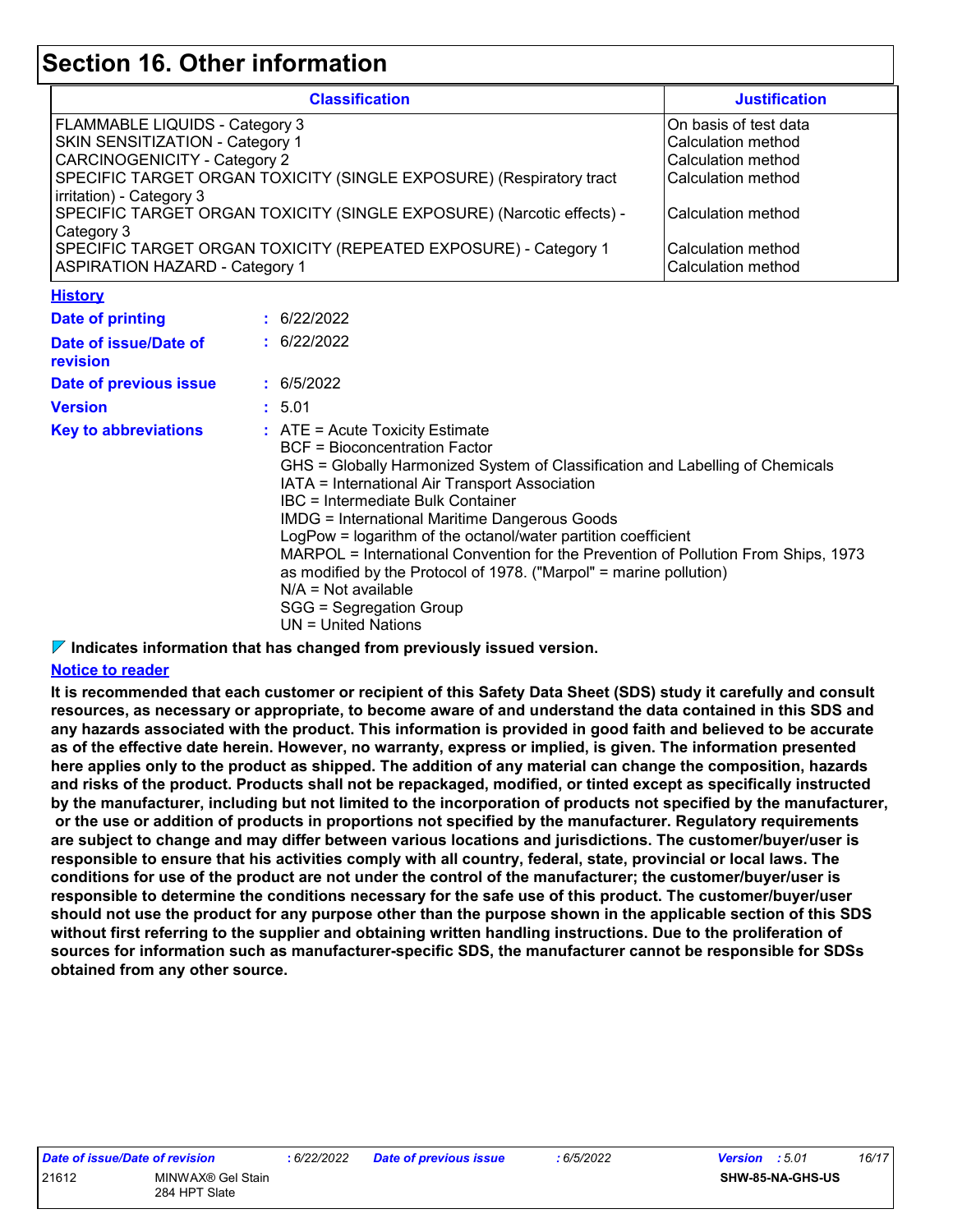# Section 16. Other information

| Classification | Justification |
|---|---|
| FLAMMABLE LIQUIDS - Category 3 | On basis of test data |
| SKIN SENSITIZATION - Category 1 | Calculation method |
| CARCINOGENICITY - Category 2 | Calculation method |
| SPECIFIC TARGET ORGAN TOXICITY (SINGLE EXPOSURE) (Respiratory tract irritation) - Category 3 | Calculation method |
| SPECIFIC TARGET ORGAN TOXICITY (SINGLE EXPOSURE) (Narcotic effects) - Category 3 | Calculation method |
| SPECIFIC TARGET ORGAN TOXICITY (REPEATED EXPOSURE) - Category 1 | Calculation method |
| ASPIRATION HAZARD - Category 1 | Calculation method |

**History**

**Date of printing** : 6/22/2022

**Date of issue/Date of revision** : 6/22/2022

**Date of previous issue** : 6/5/2022

**Version** : 5.01

**Key to abbreviations** :
ATE = Acute Toxicity Estimate
BCF = Bioconcentration Factor
GHS = Globally Harmonized System of Classification and Labelling of Chemicals
IATA = International Air Transport Association
IBC = Intermediate Bulk Container
IMDG = International Maritime Dangerous Goods
LogPow = logarithm of the octanol/water partition coefficient
MARPOL = International Convention for the Prevention of Pollution From Ships, 1973 as modified by the Protocol of 1978. ("Marpol" = marine pollution)
N/A = Not available
SGG = Segregation Group
UN = United Nations

**Indicates information that has changed from previously issued version.**

**Notice to reader**

**It is recommended that each customer or recipient of this Safety Data Sheet (SDS) study it carefully and consult resources, as necessary or appropriate, to become aware of and understand the data contained in this SDS and any hazards associated with the product. This information is provided in good faith and believed to be accurate as of the effective date herein. However, no warranty, express or implied, is given. The information presented here applies only to the product as shipped. The addition of any material can change the composition, hazards and risks of the product. Products shall not be repackaged, modified, or tinted except as specifically instructed by the manufacturer, including but not limited to the incorporation of products not specified by the manufacturer, or the use or addition of products in proportions not specified by the manufacturer. Regulatory requirements are subject to change and may differ between various locations and jurisdictions. The customer/buyer/user is responsible to ensure that his activities comply with all country, federal, state, provincial or local laws. The conditions for use of the product are not under the control of the manufacturer; the customer/buyer/user is responsible to determine the conditions necessary for the safe use of this product. The customer/buyer/user should not use the product for any purpose other than the purpose shown in the applicable section of this SDS without first referring to the supplier and obtaining written handling instructions. Due to the proliferation of sources for information such as manufacturer-specific SDS, the manufacturer cannot be responsible for SDSs obtained from any other source.**